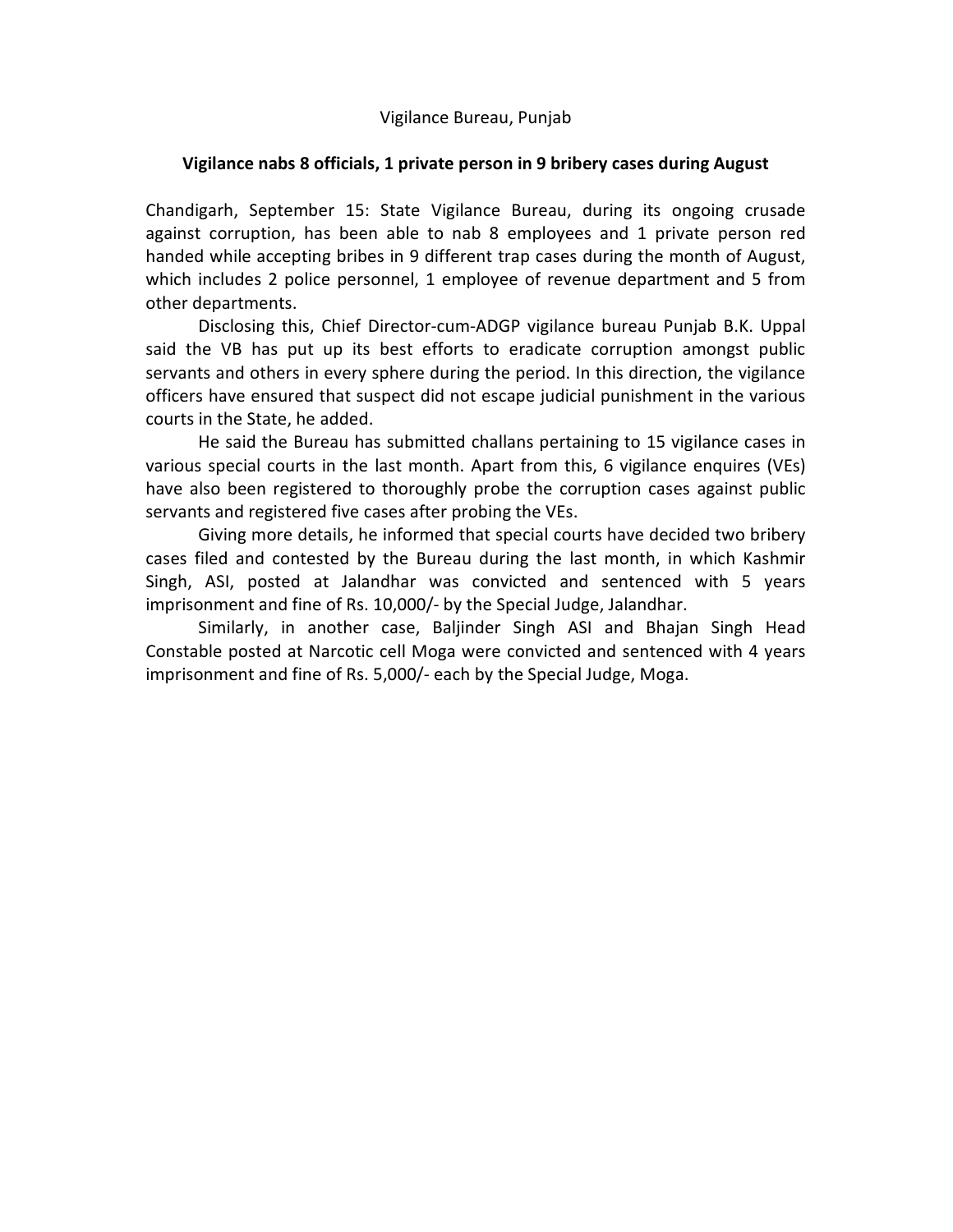Vigilance Bureau, Punjab

**Vigilance nabs 8 officials, 1 private person in 9 bribery cases during August**

Chandigarh, September 15: State Vigilance Bureau, during its ongoing crusade against corruption, has been able to nab 8 employees and 1 private person red handed while accepting bribes in 9 different trap cases during the month of August, which includes 2 police personnel, 1 employee of revenue department and 5 from other departments.

Disclosing this, Chief Director-cum-ADGP vigilance bureau Punjab B.K. Uppal said the VB has put up its best efforts to eradicate corruption amongst public servants and others in every sphere during the period. In this direction, the vigilance officers have ensured that suspect did not escape judicial punishment in the various courts in the State, he added.

He said the Bureau has submitted challans pertaining to 15 vigilance cases in various special courts in the last month. Apart from this, 6 vigilance enquires (VEs) have also been registered to thoroughly probe the corruption cases against public servants and registered five cases after probing the VEs.

Giving more details, he informed that special courts have decided two bribery cases filed and contested by the Bureau during the last month, in which Kashmir Singh, ASI, posted at Jalandhar was convicted and sentenced with 5 years imprisonment and fine of Rs. 10,000/- by the Special Judge, Jalandhar.

Similarly, in another case, Baljinder Singh ASI and Bhajan Singh Head Constable posted at Narcotic cell Moga were convicted and sentenced with 4 years imprisonment and fine of Rs. 5,000/- each by the Special Judge, Moga.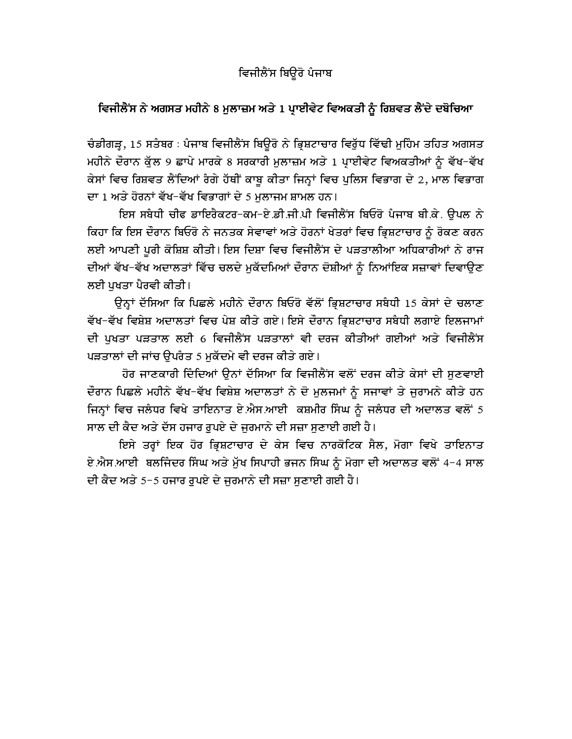ਵਿਜੀਲੈਂਸ ਬਿਊਰੋ ਪੰਜਾਬ

**ਵਿਜੀਲੈਂਸ ਨੇ ਅਗਸਤ ਮਹੀਨੇ 8 ਮੁਲਾਜ਼ਮ ਅਤੇ 1 ਪ੍ਰਾਈਵੇਟ ਵਿਅਕਤੀ ਨੂੰ ਰਿਸ਼ਵਤ ਲੈਂਦੇ ਦਬੋਚਿਆ**

ਚੰਡੀਗੜ੍ਹ, 15 ਸਤੰਬਰ : ਪੰਜਾਬ ਵਿਜੀਲੈਂਸ ਬਿਊਰੋ ਨੇ ਭ੍ਰਿਸ਼ਟਾਚਾਰ ਵਿਰੁੱਧ ਵਿੱਢੀ ਮੁਹਿੰਮ ਤਹਿਤ ਅਗਸਤ ਮਹੀਨੇ ਦੌਰਾਨ ਕੁੱਲ 9 ਛਾਪੇ ਮਾਰਕੇ 8 ਸਰਕਾਰੀ ਮੁਲਾਜ਼ਮ ਅਤੇ 1 ਪ੍ਰਾਈਵੇਟ ਵਿਅਕਤੀਆਂ ਨੂੰ ਵੱਖ-ਵੱਖ ਕੇਸਾਂ ਵਿਚ ਰਿਸ਼ਵਤ ਲੈਂਦਿਆਂ ਰੰਗੇ ਹੱਥੀਂ ਕਾਬੂ ਕੀਤਾ ਜਿਨ੍ਹਾਂ ਵਿਚ ਪੁਲਿਸ ਵਿਭਾਗ ਦੇ 2, ਮਾਲ ਵਿਭਾਗ ਦਾ 1 ਅਤੇ ਹੋਰਨਾਂ ਵੱਖ-ਵੱਖ ਵਿਭਾਗਾਂ ਦੇ 5 ਮੁਲਾਜਮ ਸ਼ਾਮਲ ਹਨ।

ਇਸ ਸਬੰਧੀ ਚੀਫ ਡਾਇਰੈਕਟਰ-ਕਮ-ਏ.ਡੀ.ਜੀ.ਪੀ ਵਿਜੀਲੈਂਸ ਬਿਓਰੋ ਪੰਜਾਬ ਬੀ.ਕੇ. ਉਪਲ ਨੇ ਕਿਹਾ ਕਿ ਇਸ ਦੌਰਾਨ ਬਿਓਰੋ ਨੇ ਜਨਤਕ ਸੇਵਾਵਾਂ ਅਤੇ ਹੋਰਨਾਂ ਖੇਤਰਾਂ ਵਿਚ ਭ੍ਰਿਸ਼ਟਾਚਾਰ ਨੂੰ ਰੋਕਣ ਕਰਨ ਲਈ ਆਪਣੀ ਪੂਰੀ ਕੋਸ਼ਿਸ਼ ਕੀਤੀ। ਇਸ ਦਿਸ਼ਾ ਵਿਚ ਵਿਜੀਲੈਂਸ ਦੇ ਪੜਤਾਲੀਆ ਅਧਿਕਾਰੀਆਂ ਨੇ ਰਾਜ ਦੀਆਂ ਵੱਖ-ਵੱਖ ਅਦਾਲਤਾਂ ਵਿੱਚ ਚਲਦੇ ਮੁਕੱਦਮਿਆਂ ਦੌਰਾਨ ਦੋਸ਼ੀਆਂ ਨੂੰ ਨਿਆਂਇਕ ਸਜ਼ਾਵਾਂ ਦਿਵਾਉਣ ਲਈ ਪੁਖਤਾ ਪੈਰਵੀ ਕੀਤੀ।

ਉਨ੍ਹਾਂ ਦੱਸਿਆ ਕਿ ਪਿਛਲੇ ਮਹੀਨੇ ਦੌਰਾਨ ਬਿਓਰੋ ਵੱਲੋਂ ਭ੍ਰਿਸ਼ਟਾਚਾਰ ਸਬੰਧੀ 15 ਕੇਸਾਂ ਦੇ ਚਲਾਣ ਵੱਖ-ਵੱਖ ਵਿਸ਼ੇਸ਼ ਅਦਾਲਤਾਂ ਵਿਚ ਪੇਸ਼ ਕੀਤੇ ਗਏ। ਇਸੇ ਦੌਰਾਨ ਭ੍ਰਿਸ਼ਟਾਚਾਰ ਸਬੰਧੀ ਲਗਾਏ ਇਲਜਾਮਾਂ ਦੀ ਪੁਖਤਾ ਪੜਤਾਲ ਲਈ 6 ਵਿਜੀਲੈਂਸ ਪੜਤਾਲਾਂ ਵੀ ਦਰਜ ਕੀਤੀਆਂ ਗਈਆਂ ਅਤੇ ਵਿਜੀਲੈਂਸ ਪੜਤਾਲਾਂ ਦੀ ਜਾਂਚ ਉਪਰੰਤ 5 ਮੁਕੱਦਮੇ ਵੀ ਦਰਜ ਕੀਤੇ ਗਏ।

ਹੋਰ ਜਾਣਕਾਰੀ ਦਿੰਦਿਆਂ ਉਨਾਂ ਦੱਸਿਆ ਕਿ ਵਿਜੀਲੈਂਸ ਵਲੋਂ ਦਰਜ ਕੀਤੇ ਕੇਸਾਂ ਦੀ ਸੁਣਵਾਈ ਦੌਰਾਨ ਪਿਛਲੇ ਮਹੀਨੇ ਵੱਖ-ਵੱਖ ਵਿਸ਼ੇਸ਼ ਅਦਾਲਤਾਂ ਨੇ ਦੋ ਮੁਲਜਮਾਂ ਨੂੰ ਸਜਾਵਾਂ ਤੇ ਜੁਰਮਾਨੇ ਕੀਤੇ ਹਨ ਜਿਨ੍ਹਾਂ ਵਿਚ ਜਲੰਧਰ ਵਿਖੇ ਤਾਇਨਾਤ ਏ.ਐਸ.ਆਈ ਕਸ਼ਮੀਰ ਸਿੰਘ ਨੂੰ ਜਲੰਧਰ ਦੀ ਅਦਾਲਤ ਵਲੋਂ 5 ਸਾਲ ਦੀ ਕੈਦ ਅਤੇ ਦੱਸ ਹਜਾਰ ਰੁਪਏ ਦੇ ਜੁਰਮਾਨੇ ਦੀ ਸਜ਼ਾ ਸੁਣਾਈ ਗਈ ਹੈ।

ਇਸੇ ਤਰ੍ਹਾਂ ਇਕ ਹੋਰ ਭ੍ਰਿਸ਼ਟਾਚਾਰ ਦੇ ਕੇਸ ਵਿਚ ਨਾਰਕੋਟਿਕ ਸੈਲ, ਮੋਗਾ ਵਿਖੇ ਤਾਇਨਾਤ ਏ.ਐਸ.ਆਈ ਬਲਜਿੰਦਰ ਸਿੰਘ ਅਤੇ ਮੁੱਖ ਸਿਪਾਹੀ ਭਜਨ ਸਿੰਘ ਨੂੰ ਮੋਗਾ ਦੀ ਅਦਾਲਤ ਵਲੋਂ 4-4 ਸਾਲ ਦੀ ਕੈਦ ਅਤੇ 5-5 ਹਜਾਰ ਰੁਪਏ ਦੇ ਜੁਰਮਾਨੇ ਦੀ ਸਜ਼ਾ ਸੁਣਾਈ ਗਈ ਹੈ।